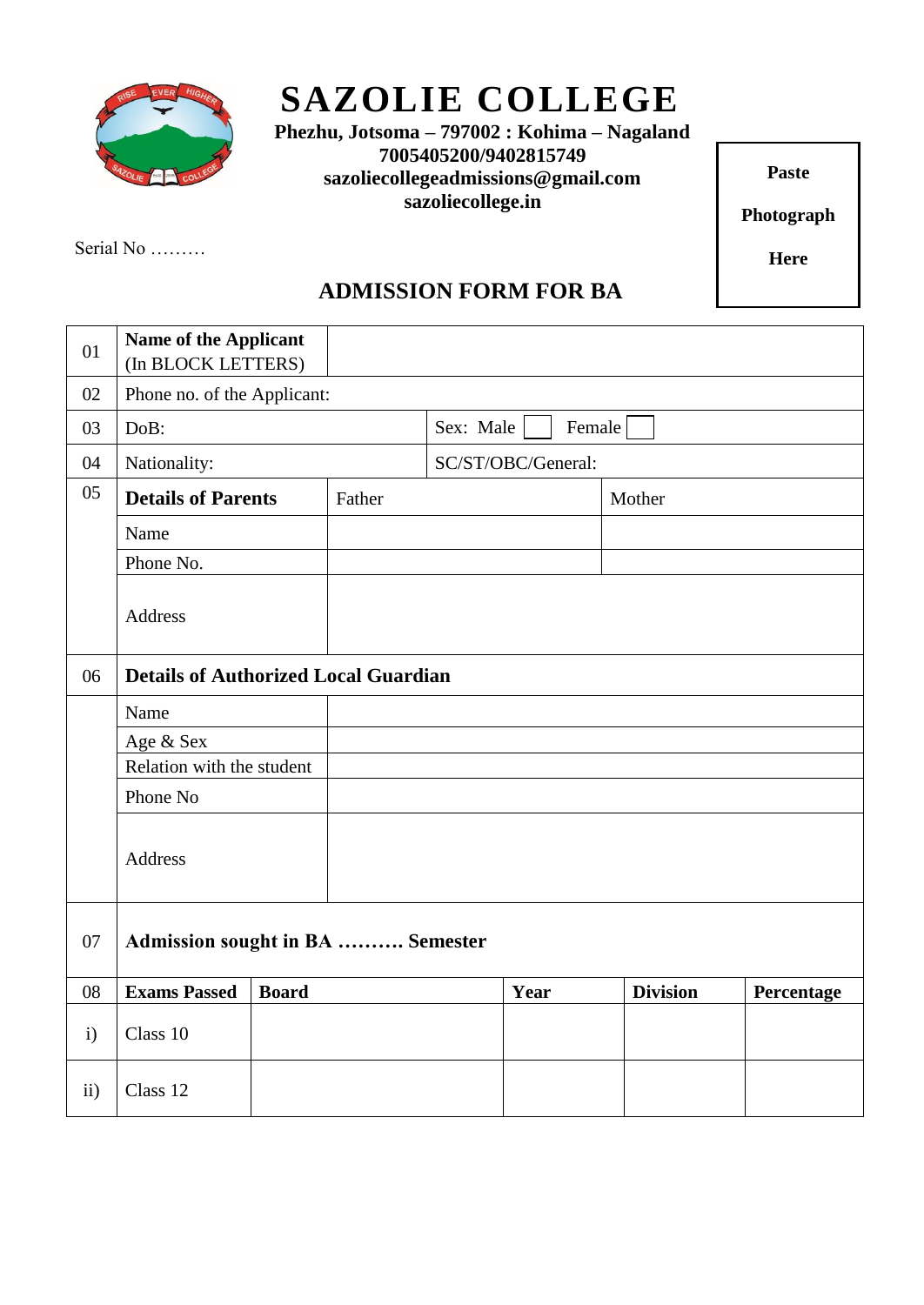# SAZOLIE COLLEGE

**Phezhu, Jotsoma – 797002 : Kohima – Nagaland**
**7005405200/9402815749**
**sazoliecollegeadmissions@gmail.com**
**sazoliecollege.in**

**Paste Photograph Here**

Serial No ………

## ADMISSION FORM FOR BA

| | | | | |
|---|---|---|---|---|
| 01 | **Name of the Applicant** (In BLOCK LETTERS) | | | |
| 02 | Phone no. of the Applicant: | | | |
| 03 | DoB: | | Sex: Male ☐ Female ☐ | |
| 04 | Nationality: | | SC/ST/OBC/General: | |
| 05 | **Details of Parents** | Father | | Mother |
| | Name | | | |
| | Phone No. | | | |
| | Address | | | |
| 06 | **Details of Authorized Local Guardian** | | | |
| | Name | | | |
| | Age & Sex | | | |
| | Relation with the student | | | |
| | Phone No | | | |
| | Address | | | |
| 07 | **Admission sought in BA ………. Semester** | | | |

| 08 | **Exams Passed** | **Board** | **Year** | **Division** | **Percentage** |
|---|---|---|---|---|---|
| i) | Class 10 | | | | |
| ii) | Class 12 | | | | |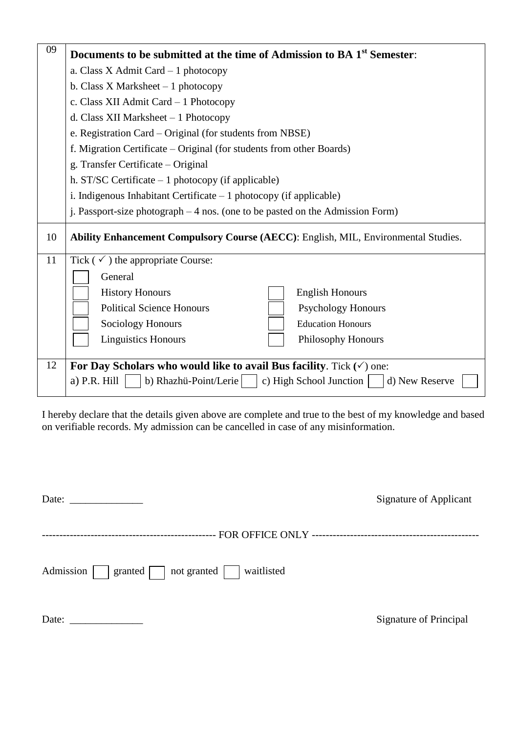| | |
|---|---|
| 09 | **Documents to be submitted at the time of Admission to BA 1st Semester**:<br>a. Class X Admit Card – 1 photocopy<br>b. Class X Marksheet – 1 photocopy<br>c. Class XII Admit Card – 1 Photocopy<br>d. Class XII Marksheet – 1 Photocopy<br>e. Registration Card – Original (for students from NBSE)<br>f. Migration Certificate – Original (for students from other Boards)<br>g. Transfer Certificate – Original<br>h. ST/SC Certificate – 1 photocopy (if applicable)<br>i. Indigenous Inhabitant Certificate – 1 photocopy (if applicable)<br>j. Passport-size photograph – 4 nos. (one to be pasted on the Admission Form) |
| 10 | **Ability Enhancement Compulsory Course (AECC)**: English, MIL, Environmental Studies. |
| 11 | Tick ( ✓ ) the appropriate Course:<br>☐ General<br>☐ History Honours ☐ English Honours<br>☐ Political Science Honours ☐ Psychology Honours<br>☐ Sociology Honours ☐ Education Honours<br>☐ Linguistics Honours ☐ Philosophy Honours |
| 12 | **For Day Scholars who would like to avail Bus facility**. Tick **(**✓) one:<br>a) P.R. Hill ☐ b) Rhazhü-Point/Lerie ☐ c) High School Junction ☐ d) New Reserve ☐ |

I hereby declare that the details given above are complete and true to the best of my knowledge and based on verifiable records. My admission can be cancelled in case of any misinformation.

Date: ______________ Signature of Applicant

------------------------------------------------- FOR OFFICE ONLY -----------------------------------------------

Admission ☐ granted ☐ not granted ☐ waitlisted

Date: ______________ Signature of Principal